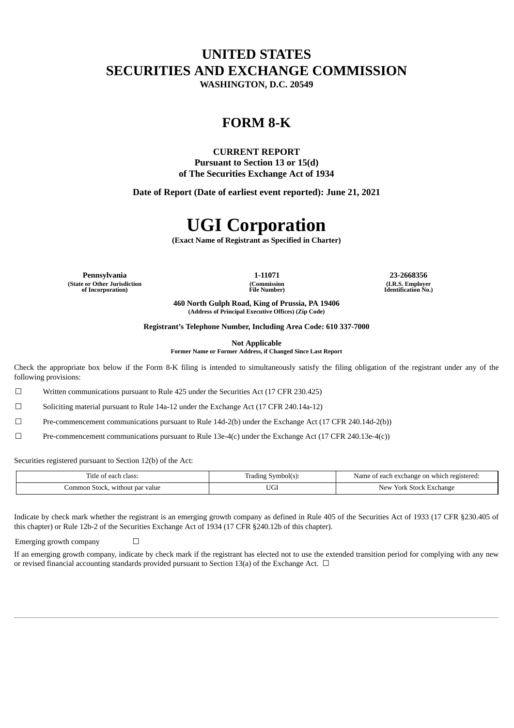# UNITED STATES
# SECURITIES AND EXCHANGE COMMISSION
**WASHINGTON, D.C. 20549**

# FORM 8-K

**CURRENT REPORT**
**Pursuant to Section 13 or 15(d)**
**of The Securities Exchange Act of 1934**

**Date of Report (Date of earliest event reported): June 21, 2021**

# UGI Corporation
**(Exact Name of Registrant as Specified in Charter)**

| **Pennsylvania** | **1-11071** | **23-2668356** |
|---|---|---|
| **(State or Other Jurisdiction of Incorporation)** | **(Commission File Number)** | **(I.R.S. Employer Identification No.)** |

**460 North Gulph Road, King of Prussia, PA 19406**
**(Address of Principal Executive Offices) (Zip Code)**

**Registrant's Telephone Number, Including Area Code: 610 337-7000**

**Not Applicable**
**Former Name or Former Address, if Changed Since Last Report**

Check the appropriate box below if the Form 8-K filing is intended to simultaneously satisfy the filing obligation of the registrant under any of the following provisions:

☐ Written communications pursuant to Rule 425 under the Securities Act (17 CFR 230.425)

☐ Soliciting material pursuant to Rule 14a-12 under the Exchange Act (17 CFR 240.14a-12)

☐ Pre-commencement communications pursuant to Rule 14d-2(b) under the Exchange Act (17 CFR 240.14d-2(b))

☐ Pre-commencement communications pursuant to Rule 13e-4(c) under the Exchange Act (17 CFR 240.13e-4(c))

Securities registered pursuant to Section 12(b) of the Act:

| Title of each class: | Trading Symbol(s): | Name of each exchange on which registered: |
|---|---|---|
| Common Stock, without par value | UGI | New York Stock Exchange |

Indicate by check mark whether the registrant is an emerging growth company as defined in Rule 405 of the Securities Act of 1933 (17 CFR §230.405 of this chapter) or Rule 12b-2 of the Securities Exchange Act of 1934 (17 CFR §240.12b of this chapter).

Emerging growth company ☐

If an emerging growth company, indicate by check mark if the registrant has elected not to use the extended transition period for complying with any new or revised financial accounting standards provided pursuant to Section 13(a) of the Exchange Act. ☐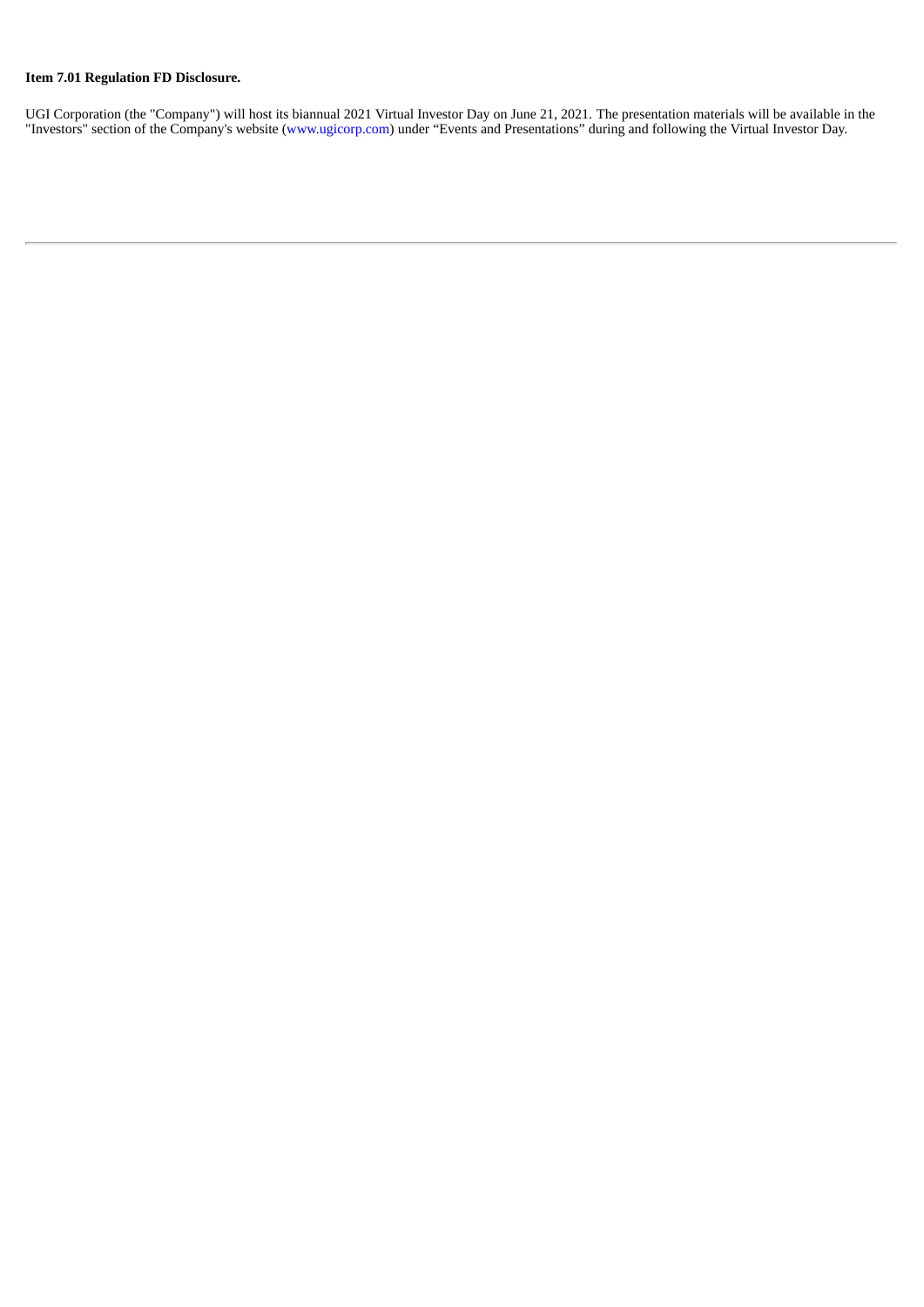**Item 7.01 Regulation FD Disclosure.**

UGI Corporation (the "Company") will host its biannual 2021 Virtual Investor Day on June 21, 2021. The presentation materials will be available in the "Investors" section of the Company's website (www.ugicorp.com) under "Events and Presentations" during and following the Virtual Investor Day.

---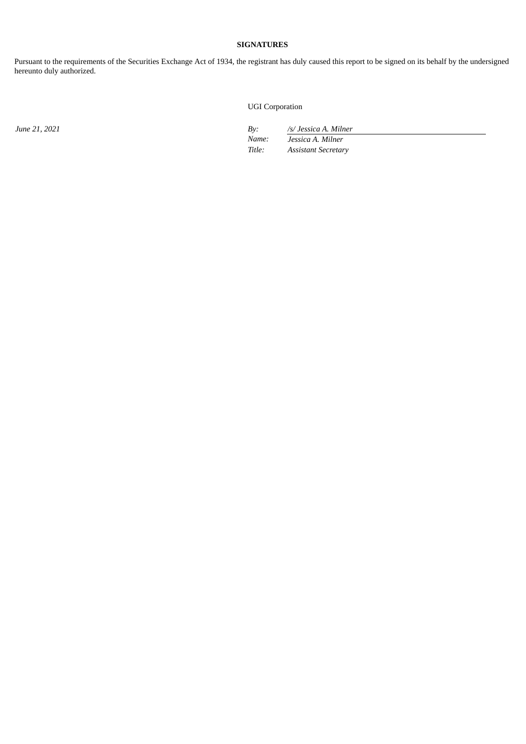**SIGNATURES**

Pursuant to the requirements of the Securities Exchange Act of 1934, the registrant has duly caused this report to be signed on its behalf by the undersigned hereunto duly authorized.

| | | |
|---|---|---|
| | UGI Corporation | |
| *June 21, 2021* | *By:* | */s/ Jessica A. Milner* |
| | *Name:* | *Jessica A. Milner* |
| | *Title:* | *Assistant Secretary* |